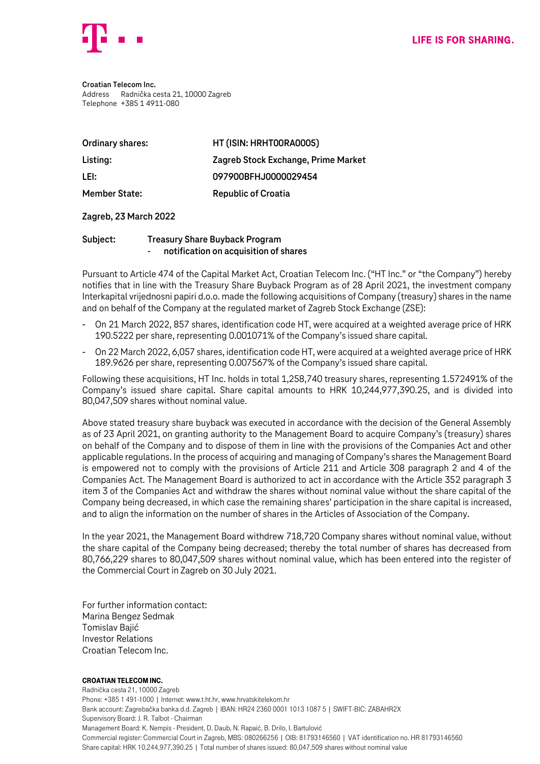LIFE IS FOR SHARING.

**Croatian Telecom Inc.**
Address Radnička cesta 21, 10000 Zagreb
Telephone +385 1 4911-080

| | |
|---|---|
| **Ordinary shares:** | **HT (ISIN: HRHT00RA0005)** |
| **Listing:** | **Zagreb Stock Exchange, Prime Market** |
| **LEI:** | **097900BFHJ0000029454** |
| **Member State:** | **Republic of Croatia** |

**Zagreb, 23 March 2022**

**Subject: Treasury Share Buyback Program**
**- notification on acquisition of shares**

Pursuant to Article 474 of the Capital Market Act, Croatian Telecom Inc. ("HT Inc." or "the Company") hereby notifies that in line with the Treasury Share Buyback Program as of 28 April 2021, the investment company Interkapital vrijednosni papiri d.o.o. made the following acquisitions of Company (treasury) shares in the name and on behalf of the Company at the regulated market of Zagreb Stock Exchange (ZSE):

- On 21 March 2022, 857 shares, identification code HT, were acquired at a weighted average price of HRK 190.5222 per share, representing 0.001071% of the Company's issued share capital.
- On 22 March 2022, 6,057 shares, identification code HT, were acquired at a weighted average price of HRK 189.9626 per share, representing 0.007567% of the Company's issued share capital.

Following these acquisitions, HT Inc. holds in total 1,258,740 treasury shares, representing 1.572491% of the Company's issued share capital. Share capital amounts to HRK 10,244,977,390.25, and is divided into 80,047,509 shares without nominal value.

Above stated treasury share buyback was executed in accordance with the decision of the General Assembly as of 23 April 2021, on granting authority to the Management Board to acquire Company's (treasury) shares on behalf of the Company and to dispose of them in line with the provisions of the Companies Act and other applicable regulations. In the process of acquiring and managing of Company's shares the Management Board is empowered not to comply with the provisions of Article 211 and Article 308 paragraph 2 and 4 of the Companies Act. The Management Board is authorized to act in accordance with the Article 352 paragraph 3 item 3 of the Companies Act and withdraw the shares without nominal value without the share capital of the Company being decreased, in which case the remaining shares' participation in the share capital is increased, and to align the information on the number of shares in the Articles of Association of the Company.

In the year 2021, the Management Board withdrew 718,720 Company shares without nominal value, without the share capital of the Company being decreased; thereby the total number of shares has decreased from 80,766,229 shares to 80,047,509 shares without nominal value, which has been entered into the register of the Commercial Court in Zagreb on 30 July 2021.

For further information contact:
Marina Bengez Sedmak
Tomislav Bajić
Investor Relations
Croatian Telecom Inc.

**CROATIAN TELECOM INC.**
Radnička cesta 21, 10000 Zagreb
Phone: +385 1 491-1000 | Internet: www.t.ht.hr, www.hrvatskitelekom.hr
Bank account: Zagrebačka banka d.d. Zagreb | IBAN: HR24 2360 0001 1013 1087 5 | SWIFT-BIC: ZABAHR2X
Supervisory Board: J. R. Talbot - Chairman
Management Board: K. Nempis - President, D. Daub, N. Rapaić, B. Drilo, I. Bartulović
Commercial register: Commercial Court in Zagreb, MBS: 080266256 | OIB: 81793146560 | VAT identification no. HR 81793146560
Share capital: HRK 10,244,977,390.25 | Total number of shares issued: 80,047,509 shares without nominal value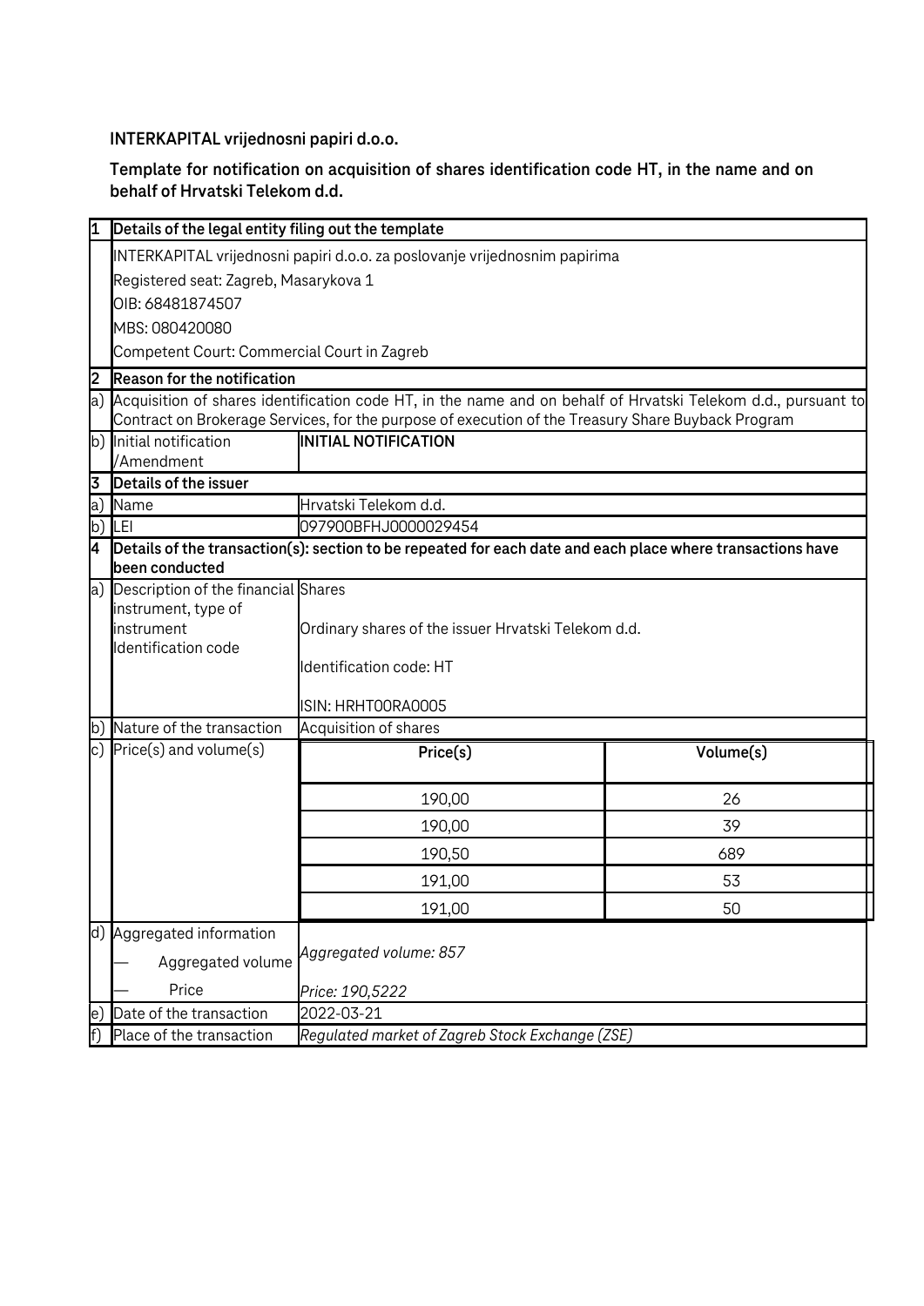**INTERKAPITAL vrijednosni papiri d.o.o.**

**Template for notification on acquisition of shares identification code HT, in the name and on behalf of Hrvatski Telekom d.d.**

| 1 | **Details of the legal entity filing out the template** | | |
|---|---|---|---|
| | INTERKAPITAL vrijednosni papiri d.o.o. za poslovanje vrijednosnim papirima<br>Registered seat: Zagreb, Masarykova 1<br>OIB: 68481874507<br>MBS: 080420080<br>Competent Court: Commercial Court in Zagreb | | |
| 2 | **Reason for the notification** | | |
| a) | Acquisition of shares identification code HT, in the name and on behalf of Hrvatski Telekom d.d., pursuant to Contract on Brokerage Services, for the purpose of execution of the Treasury Share Buyback Program | | |
| b) | Initial notification /Amendment | **INITIAL NOTIFICATION** | |
| 3 | **Details of the issuer** | | |
| a) | Name | Hrvatski Telekom d.d. | |
| b) | LEI | 097900BFHJ0000029454 | |
| 4 | **Details of the transaction(s): section to be repeated for each date and each place where transactions have been conducted** | | |
| a) | Description of the financial instrument, type of instrument Identification code | Shares<br>Ordinary shares of the issuer Hrvatski Telekom d.d.<br>Identification code: HT<br>ISIN: HRHT00RA0005 | |
| b) | Nature of the transaction | Acquisition of shares | |
| c) | Price(s) and volume(s) | **Price(s)** | **Volume(s)** |
| | | 190,00 | 26 |
| | | 190,00 | 39 |
| | | 190,50 | 689 |
| | | 191,00 | 53 |
| | | 191,00 | 50 |
| d) | Aggregated information<br>— Aggregated volume<br>— Price | *Aggregated volume: 857*<br>*Price: 190,5222* | |
| e) | Date of the transaction | 2022-03-21 | |
| f) | Place of the transaction | *Regulated market of Zagreb Stock Exchange (ZSE)* | |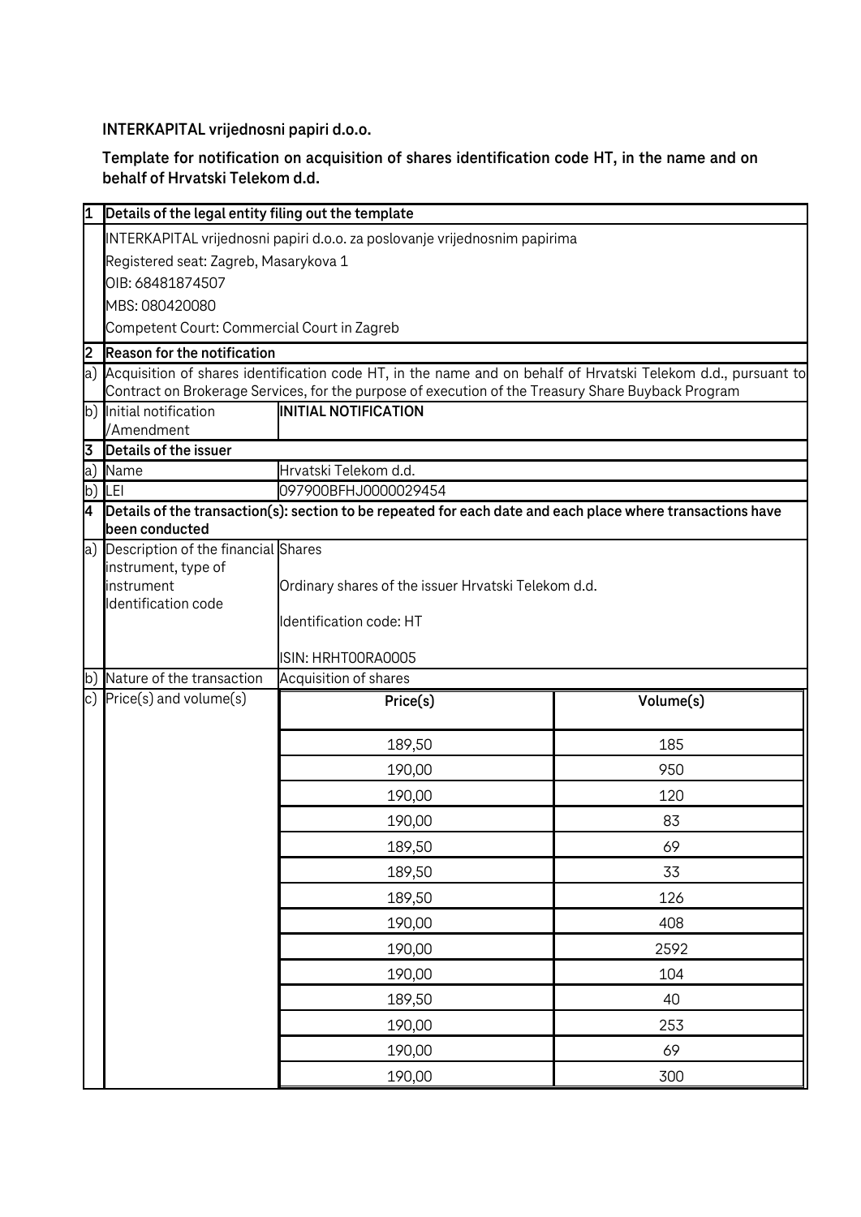**INTERKAPITAL vrijednosni papiri d.o.o.**

**Template for notification on acquisition of shares identification code HT, in the name and on behalf of Hrvatski Telekom d.d.**

| | | | |
|---|---|---|---|
| **1** | **Details of the legal entity filing out the template** | | |
| | INTERKAPITAL vrijednosni papiri d.o.o. za poslovanje vrijednosnim papirima<br>Registered seat: Zagreb, Masarykova 1<br>OIB: 68481874507<br>MBS: 080420080<br>Competent Court: Commercial Court in Zagreb | | |
| **2** | **Reason for the notification** | | |
| a) | Acquisition of shares identification code HT, in the name and on behalf of Hrvatski Telekom d.d., pursuant to Contract on Brokerage Services, for the purpose of execution of the Treasury Share Buyback Program | | |
| b) | Initial notification /Amendment | **INITIAL NOTIFICATION** | |
| **3** | **Details of the issuer** | | |
| a) | Name | Hrvatski Telekom d.d. | |
| b) | LEI | 097900BFHJ0000029454 | |
| **4** | **Details of the transaction(s): section to be repeated for each date and each place where transactions have been conducted** | | |
| a) | Description of the financial instrument, type of instrument Identification code | Shares<br>Ordinary shares of the issuer Hrvatski Telekom d.d.<br>Identification code: HT<br>ISIN: HRHT00RA0005 | |
| b) | Nature of the transaction | Acquisition of shares | |
| c) | Price(s) and volume(s) | **Price(s)** | **Volume(s)** |
| | | 189,50 | 185 |
| | | 190,00 | 950 |
| | | 190,00 | 120 |
| | | 190,00 | 83 |
| | | 189,50 | 69 |
| | | 189,50 | 33 |
| | | 189,50 | 126 |
| | | 190,00 | 408 |
| | | 190,00 | 2592 |
| | | 190,00 | 104 |
| | | 189,50 | 40 |
| | | 190,00 | 253 |
| | | 190,00 | 69 |
| | | 190,00 | 300 |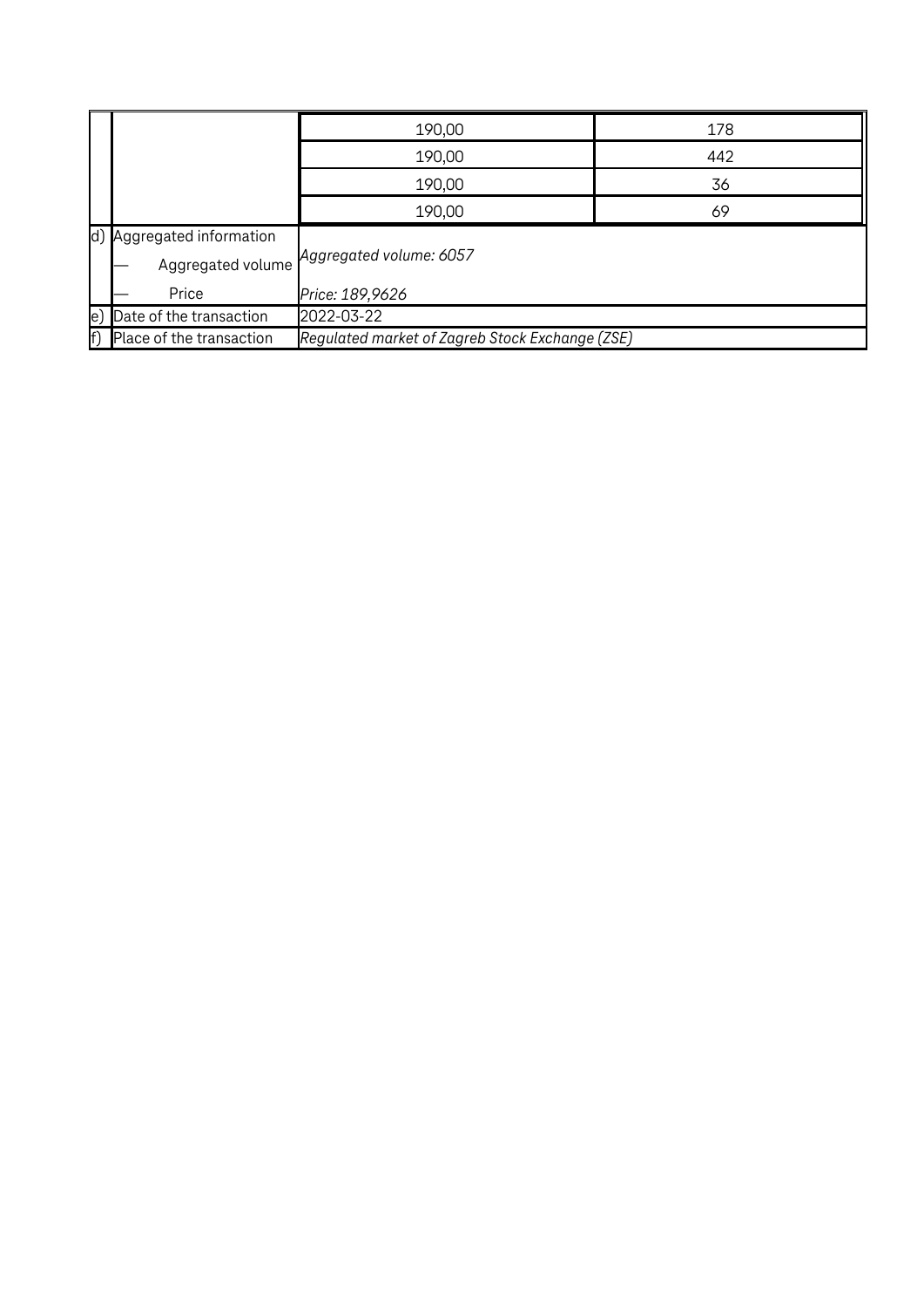| | | | |
|---|---|---|---|
| | | 190,00 | 178 |
| | | 190,00 | 442 |
| | | 190,00 | 36 |
| | | 190,00 | 69 |
| d) | Aggregated information<br>— Aggregated volume<br>— Price | *Aggregated volume: 6057*<br><br>*Price: 189,9626* | |
| e) | Date of the transaction | 2022-03-22 | |
| f) | Place of the transaction | *Regulated market of Zagreb Stock Exchange (ZSE)* | |